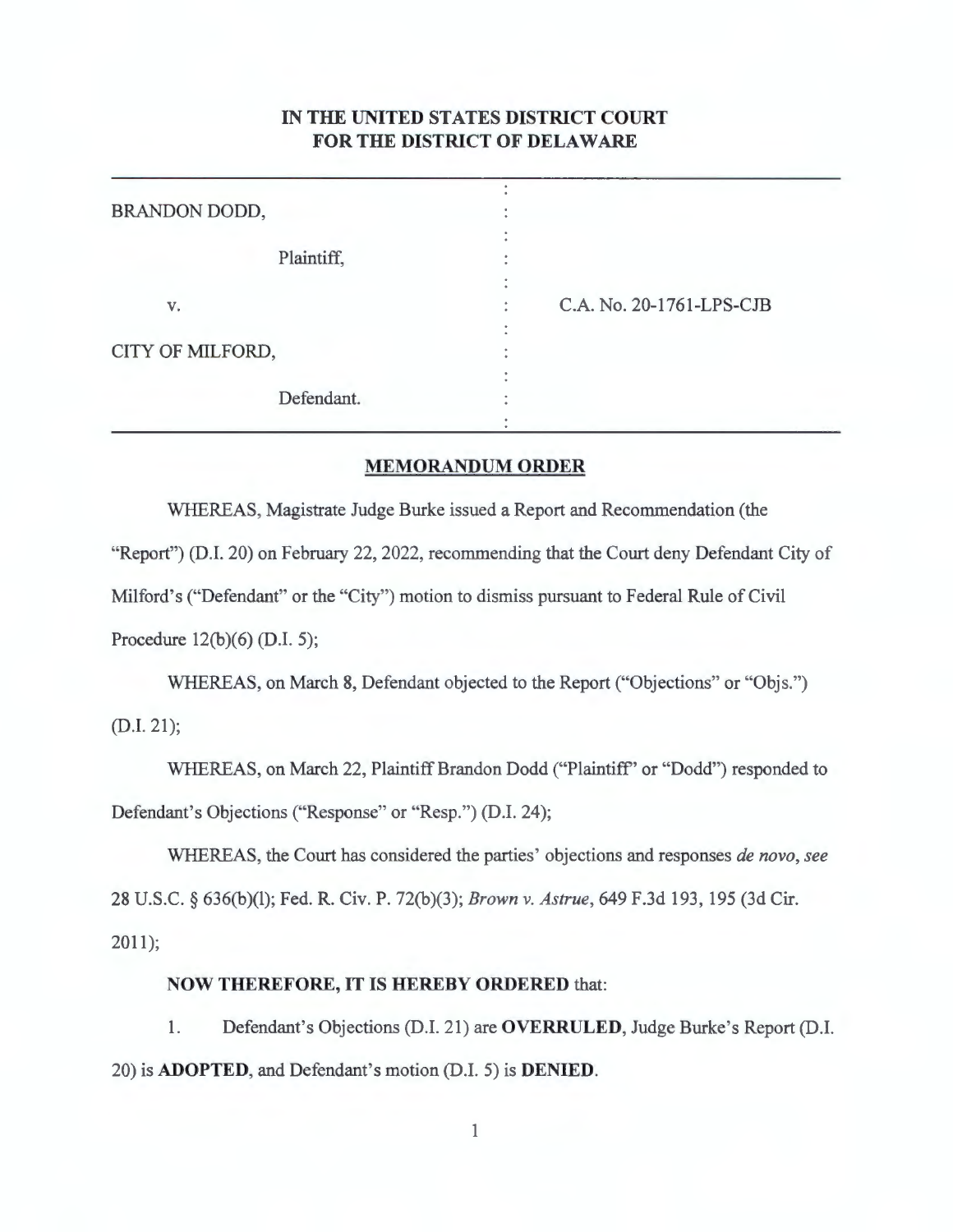**IN THE UNITED STATES DISTRICT COURT
FOR THE DISTRICT OF DELAWARE**

| | | |
|---|---|---|
| BRANDON DODD, | : | |
| Plaintiff, | : | |
| v. | : | C.A. No. 20-1761-LPS-CJB |
| CITY OF MILFORD, | : | |
| Defendant. | : | |

**MEMORANDUM ORDER**

WHEREAS, Magistrate Judge Burke issued a Report and Recommendation (the "Report") (D.I. 20) on February 22, 2022, recommending that the Court deny Defendant City of Milford's ("Defendant" or the "City") motion to dismiss pursuant to Federal Rule of Civil Procedure 12(b)(6) (D.I. 5);

WHEREAS, on March 8, Defendant objected to the Report ("Objections" or "Objs.") (D.I. 21);

WHEREAS, on March 22, Plaintiff Brandon Dodd ("Plaintiff" or "Dodd") responded to Defendant's Objections ("Response" or "Resp.") (D.I. 24);

WHEREAS, the Court has considered the parties' objections and responses *de novo*, *see* 28 U.S.C. § 636(b)(l); Fed. R. Civ. P. 72(b)(3); *Brown v. Astrue*, 649 F.3d 193, 195 (3d Cir. 2011);

**NOW THEREFORE, IT IS HEREBY ORDERED** that:

1. Defendant's Objections (D.I. 21) are **OVERRULED**, Judge Burke's Report (D.I. 20) is **ADOPTED**, and Defendant's motion (D.I. 5) is **DENIED**.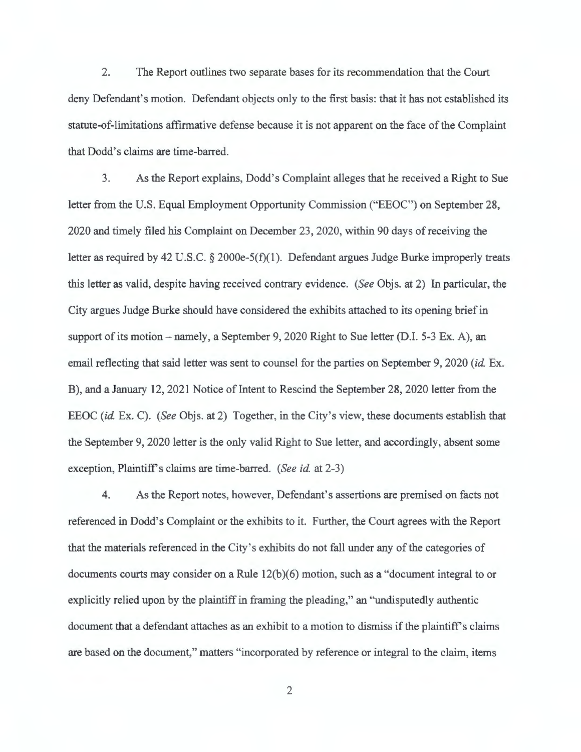2. The Report outlines two separate bases for its recommendation that the Court deny Defendant's motion. Defendant objects only to the first basis: that it has not established its statute-of-limitations affirmative defense because it is not apparent on the face of the Complaint that Dodd's claims are time-barred.

3. As the Report explains, Dodd's Complaint alleges that he received a Right to Sue letter from the U.S. Equal Employment Opportunity Commission ("EEOC") on September 28, 2020 and timely filed his Complaint on December 23, 2020, within 90 days of receiving the letter as required by 42 U.S.C. § 2000e-5(f)(1). Defendant argues Judge Burke improperly treats this letter as valid, despite having received contrary evidence. (*See* Objs. at 2) In particular, the City argues Judge Burke should have considered the exhibits attached to its opening brief in support of its motion – namely, a September 9, 2020 Right to Sue letter (D.I. 5-3 Ex. A), an email reflecting that said letter was sent to counsel for the parties on September 9, 2020 (*id.* Ex. B), and a January 12, 2021 Notice of Intent to Rescind the September 28, 2020 letter from the EEOC (*id.* Ex. C). (*See* Objs. at 2) Together, in the City's view, these documents establish that the September 9, 2020 letter is the only valid Right to Sue letter, and accordingly, absent some exception, Plaintiff's claims are time-barred. (*See id.* at 2-3)

4. As the Report notes, however, Defendant's assertions are premised on facts not referenced in Dodd's Complaint or the exhibits to it. Further, the Court agrees with the Report that the materials referenced in the City's exhibits do not fall under any of the categories of documents courts may consider on a Rule 12(b)(6) motion, such as a "document integral to or explicitly relied upon by the plaintiff in framing the pleading," an "undisputedly authentic document that a defendant attaches as an exhibit to a motion to dismiss if the plaintiff's claims are based on the document," matters "incorporated by reference or integral to the claim, items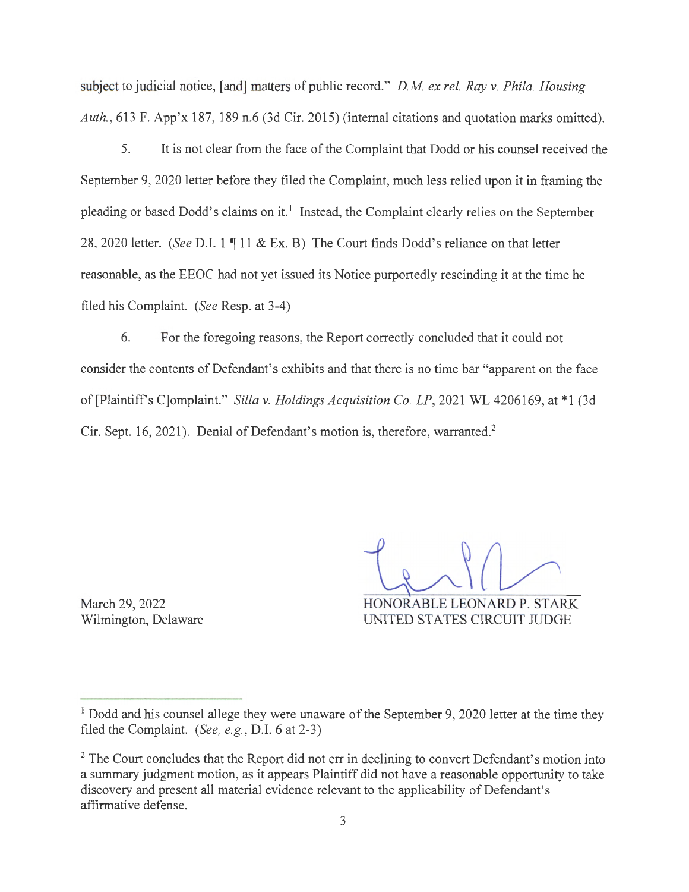subject to judicial notice, [and] matters of public record." *D.M. ex rel. Ray v. Phila. Housing Auth.*, 613 F. App'x 187, 189 n.6 (3d Cir. 2015) (internal citations and quotation marks omitted).

5. It is not clear from the face of the Complaint that Dodd or his counsel received the September 9, 2020 letter before they filed the Complaint, much less relied upon it in framing the pleading or based Dodd's claims on it.[1] Instead, the Complaint clearly relies on the September 28, 2020 letter. (*See* D.I. 1 ¶ 11 & Ex. B) The Court finds Dodd's reliance on that letter reasonable, as the EEOC had not yet issued its Notice purportedly rescinding it at the time he filed his Complaint. (*See* Resp. at 3-4)

6. For the foregoing reasons, the Report correctly concluded that it could not consider the contents of Defendant's exhibits and that there is no time bar "apparent on the face of [Plaintiff's C]omplaint." *Silla v. Holdings Acquisition Co. LP*, 2021 WL 4206169, at *1 (3d Cir. Sept. 16, 2021). Denial of Defendant's motion is, therefore, warranted.[2]

March 29, 2022
Wilmington, Delaware

HONORABLE LEONARD P. STARK
UNITED STATES CIRCUIT JUDGE

---

[1] Dodd and his counsel allege they were unaware of the September 9, 2020 letter at the time they filed the Complaint. (*See, e.g.*, D.I. 6 at 2-3)

[2] The Court concludes that the Report did not err in declining to convert Defendant's motion into a summary judgment motion, as it appears Plaintiff did not have a reasonable opportunity to take discovery and present all material evidence relevant to the applicability of Defendant's affirmative defense.